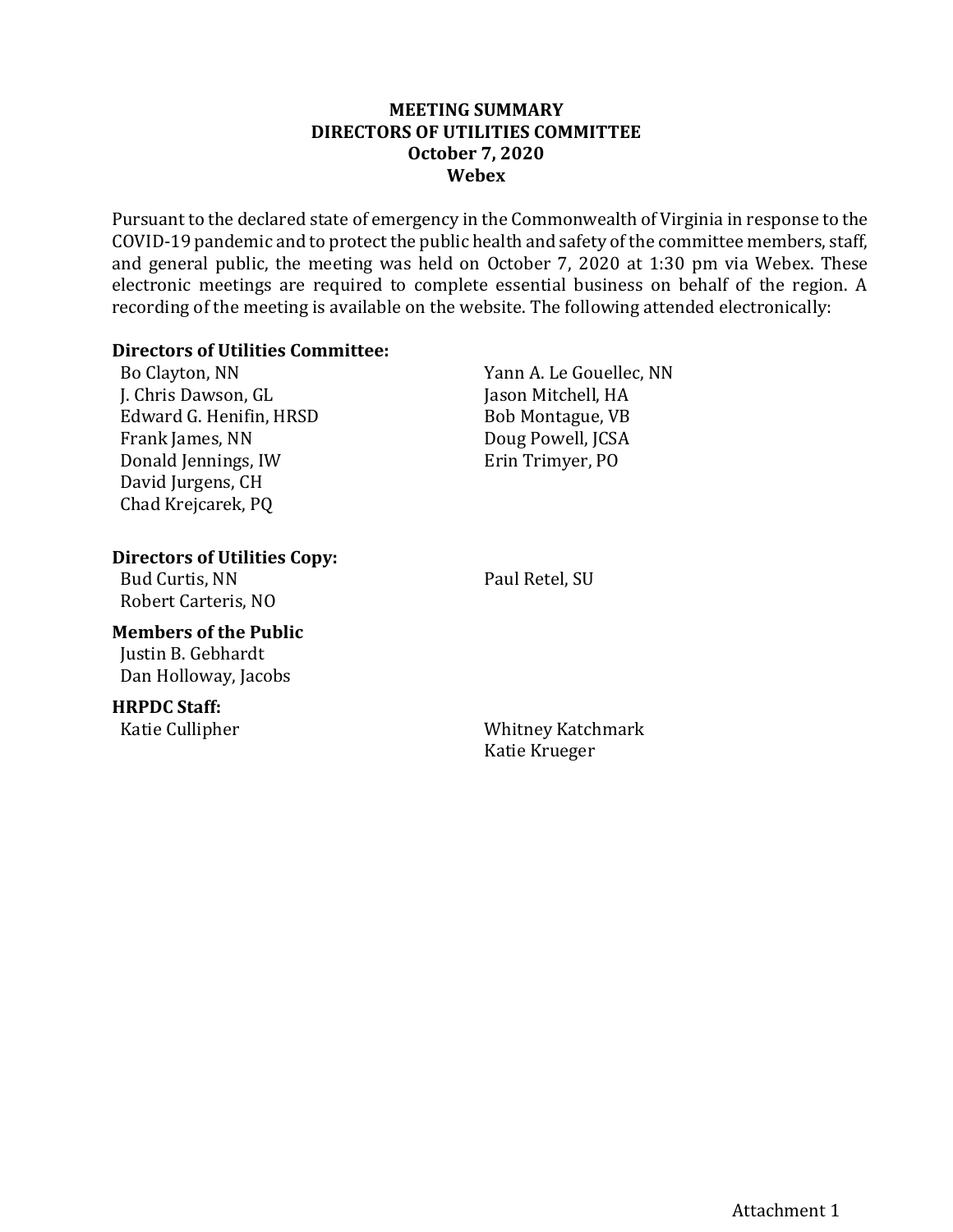# MEETING SUMMARY
# DIRECTORS OF UTILITIES COMMITTEE
## October 7, 2020
## Webex

Pursuant to the declared state of emergency in the Commonwealth of Virginia in response to the COVID-19 pandemic and to protect the public health and safety of the committee members, staff, and general public, the meeting was held on October 7, 2020 at 1:30 pm via Webex. These electronic meetings are required to complete essential business on behalf of the region. A recording of the meeting is available on the website. The following attended electronically:

**Directors of Utilities Committee:**

Bo Clayton, NN
J. Chris Dawson, GL
Edward G. Henifin, HRSD
Frank James, NN
Donald Jennings, IW
David Jurgens, CH
Chad Krejcarek, PQ
Yann A. Le Gouellec, NN
Jason Mitchell, HA
Bob Montague, VB
Doug Powell, JCSA
Erin Trimyer, PO

**Directors of Utilities Copy:**

Bud Curtis, NN
Robert Carteris, NO
Paul Retel, SU

**Members of the Public**

Justin B. Gebhardt
Dan Holloway, Jacobs

**HRPDC Staff:**

Katie Cullipher
Whitney Katchmark
Katie Krueger

Attachment 1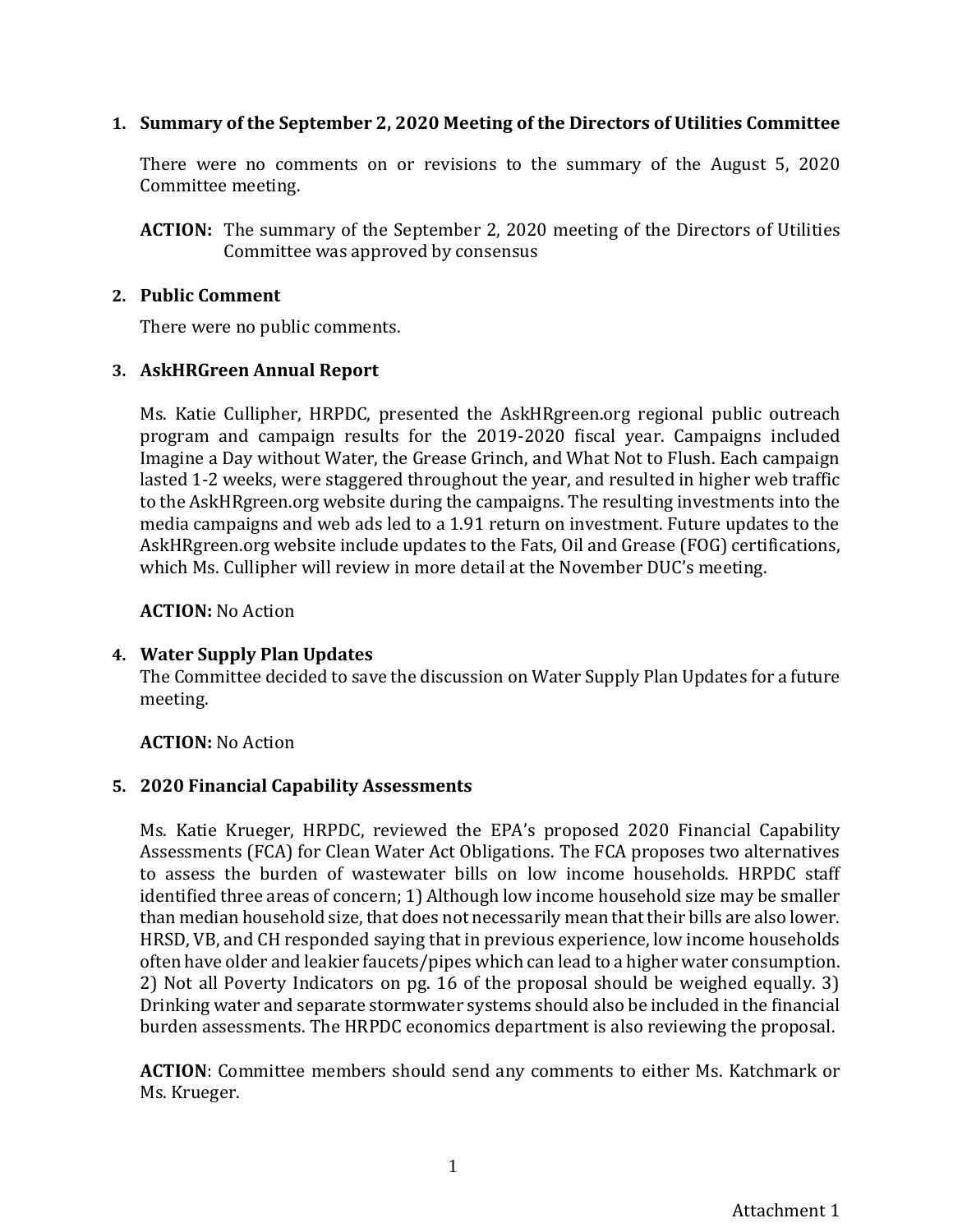## 1. Summary of the September 2, 2020 Meeting of the Directors of Utilities Committee

There were no comments on or revisions to the summary of the August 5, 2020 Committee meeting.

**ACTION:** The summary of the September 2, 2020 meeting of the Directors of Utilities Committee was approved by consensus

## 2. Public Comment

There were no public comments.

## 3. AskHRGreen Annual Report

Ms. Katie Cullipher, HRPDC, presented the AskHRgreen.org regional public outreach program and campaign results for the 2019-2020 fiscal year. Campaigns included Imagine a Day without Water, the Grease Grinch, and What Not to Flush. Each campaign lasted 1-2 weeks, were staggered throughout the year, and resulted in higher web traffic to the AskHRgreen.org website during the campaigns. The resulting investments into the media campaigns and web ads led to a 1.91 return on investment. Future updates to the AskHRgreen.org website include updates to the Fats, Oil and Grease (FOG) certifications, which Ms. Cullipher will review in more detail at the November DUC's meeting.

**ACTION:** No Action

## 4. Water Supply Plan Updates

The Committee decided to save the discussion on Water Supply Plan Updates for a future meeting.

**ACTION:** No Action

## 5. 2020 Financial Capability Assessments

Ms. Katie Krueger, HRPDC, reviewed the EPA's proposed 2020 Financial Capability Assessments (FCA) for Clean Water Act Obligations. The FCA proposes two alternatives to assess the burden of wastewater bills on low income households. HRPDC staff identified three areas of concern; 1) Although low income household size may be smaller than median household size, that does not necessarily mean that their bills are also lower. HRSD, VB, and CH responded saying that in previous experience, low income households often have older and leakier faucets/pipes which can lead to a higher water consumption. 2) Not all Poverty Indicators on pg. 16 of the proposal should be weighed equally. 3) Drinking water and separate stormwater systems should also be included in the financial burden assessments. The HRPDC economics department is also reviewing the proposal.

**ACTION**: Committee members should send any comments to either Ms. Katchmark or Ms. Krueger.

Attachment 1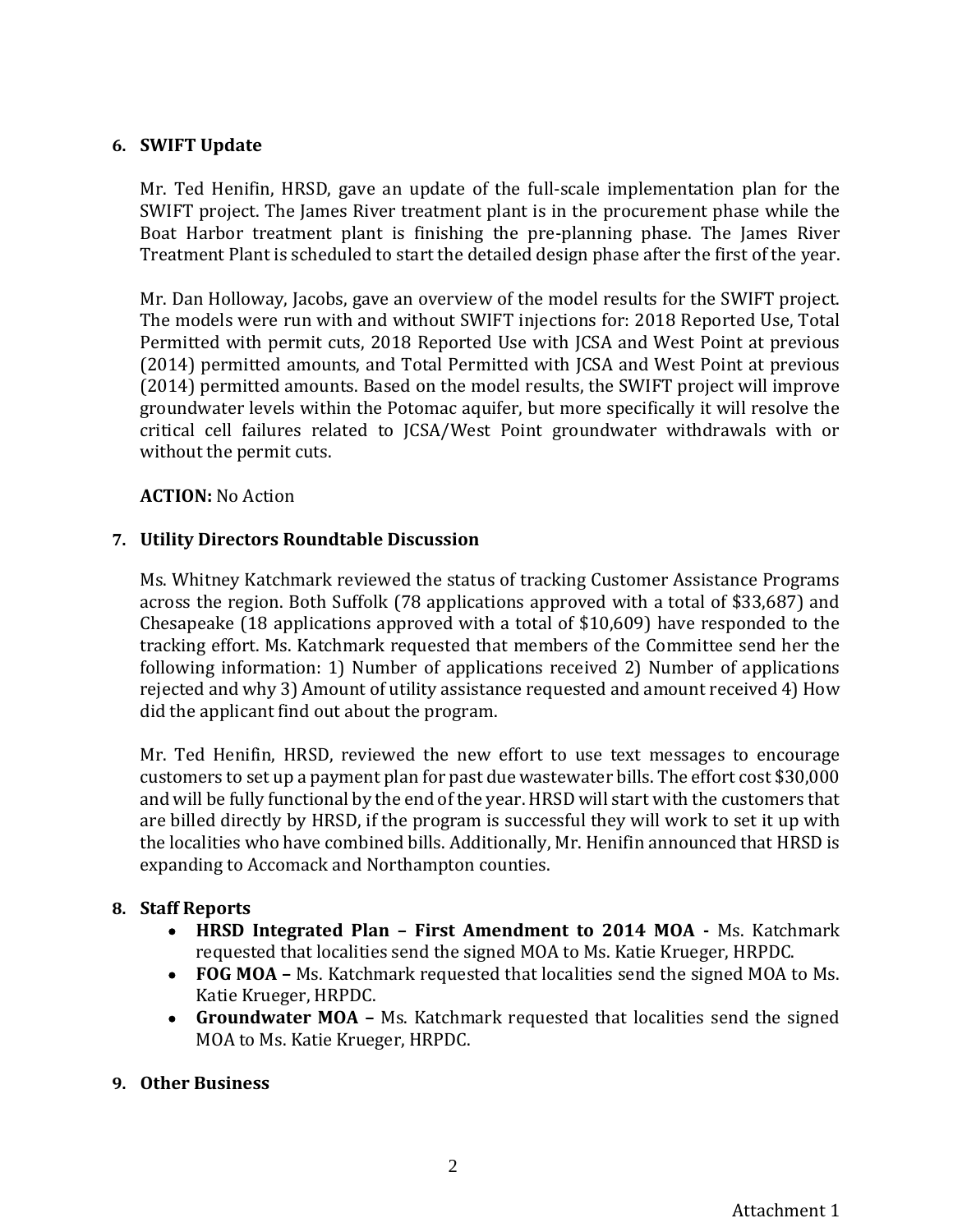**6. SWIFT Update**

Mr. Ted Henifin, HRSD, gave an update of the full-scale implementation plan for the SWIFT project. The James River treatment plant is in the procurement phase while the Boat Harbor treatment plant is finishing the pre-planning phase. The James River Treatment Plant is scheduled to start the detailed design phase after the first of the year.

Mr. Dan Holloway, Jacobs, gave an overview of the model results for the SWIFT project. The models were run with and without SWIFT injections for: 2018 Reported Use, Total Permitted with permit cuts, 2018 Reported Use with JCSA and West Point at previous (2014) permitted amounts, and Total Permitted with JCSA and West Point at previous (2014) permitted amounts. Based on the model results, the SWIFT project will improve groundwater levels within the Potomac aquifer, but more specifically it will resolve the critical cell failures related to JCSA/West Point groundwater withdrawals with or without the permit cuts.

**ACTION:** No Action

**7. Utility Directors Roundtable Discussion**

Ms. Whitney Katchmark reviewed the status of tracking Customer Assistance Programs across the region. Both Suffolk (78 applications approved with a total of $33,687) and Chesapeake (18 applications approved with a total of $10,609) have responded to the tracking effort. Ms. Katchmark requested that members of the Committee send her the following information: 1) Number of applications received 2) Number of applications rejected and why 3) Amount of utility assistance requested and amount received 4) How did the applicant find out about the program.

Mr. Ted Henifin, HRSD, reviewed the new effort to use text messages to encourage customers to set up a payment plan for past due wastewater bills. The effort cost $30,000 and will be fully functional by the end of the year. HRSD will start with the customers that are billed directly by HRSD, if the program is successful they will work to set it up with the localities who have combined bills. Additionally, Mr. Henifin announced that HRSD is expanding to Accomack and Northampton counties.

**8. Staff Reports**

- **HRSD Integrated Plan – First Amendment to 2014 MOA -** Ms. Katchmark requested that localities send the signed MOA to Ms. Katie Krueger, HRPDC.
- **FOG MOA –** Ms. Katchmark requested that localities send the signed MOA to Ms. Katie Krueger, HRPDC.
- **Groundwater MOA –** Ms. Katchmark requested that localities send the signed MOA to Ms. Katie Krueger, HRPDC.

**9. Other Business**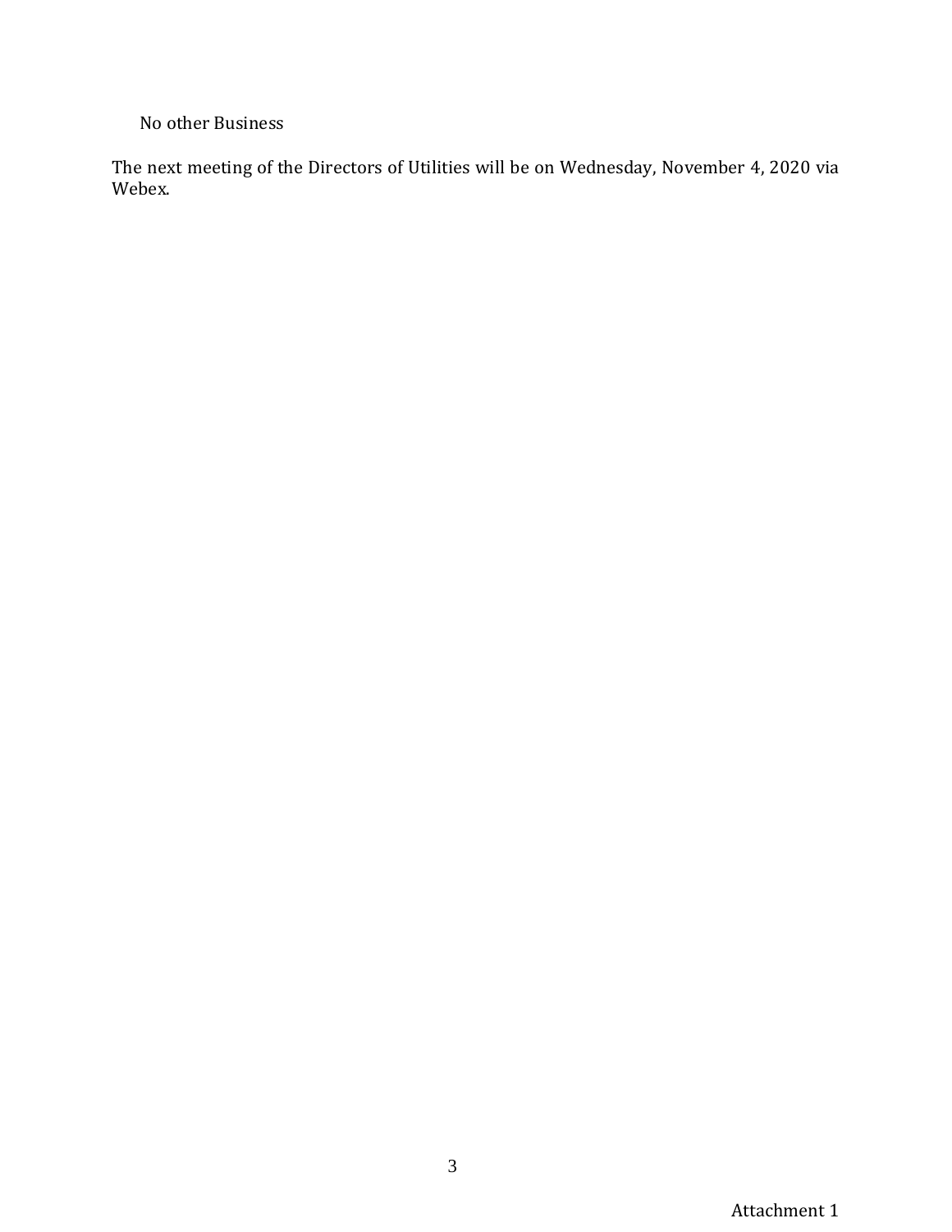No other Business

The next meeting of the Directors of Utilities will be on Wednesday, November 4, 2020 via Webex.

Attachment 1